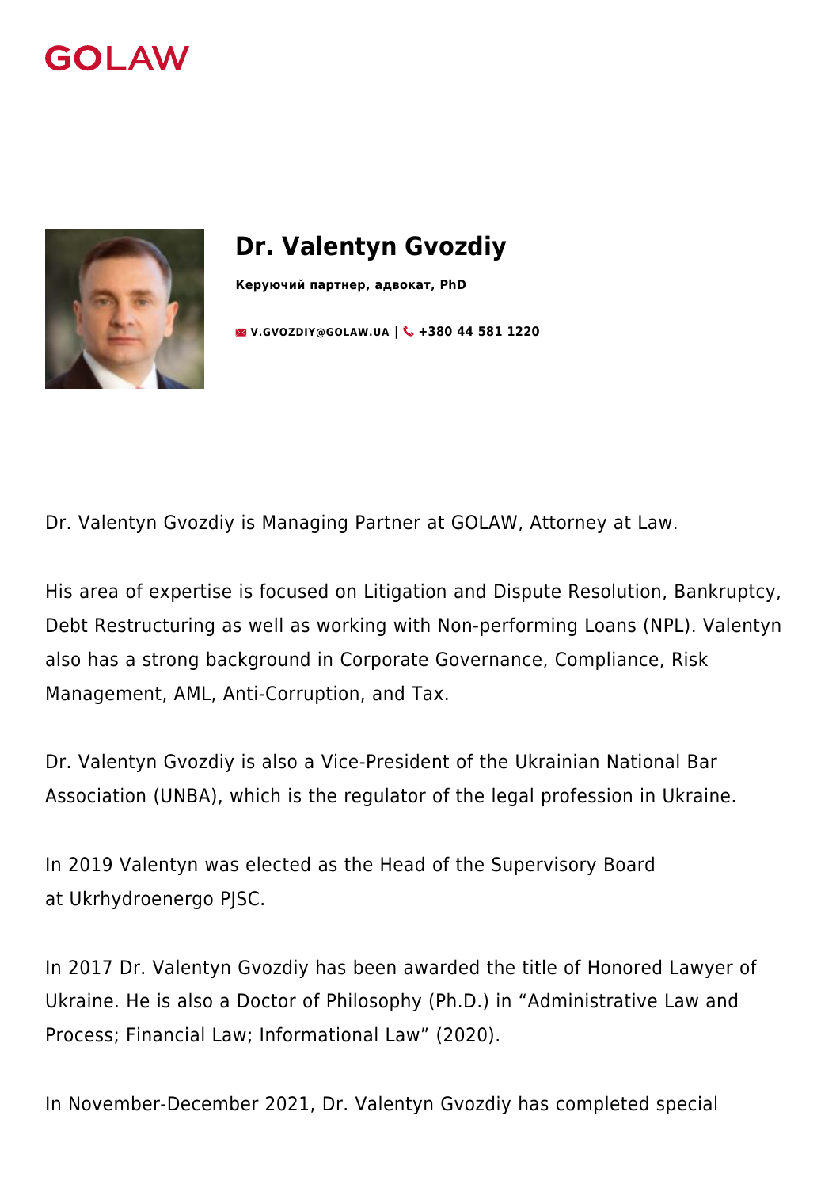GOLAW

# Dr. Valentyn Gvozdiy

**Керуючий партнер, адвокат, PhD**

**V.GVOZDIY@GOLAW.UA | +380 44 581 1220**

Dr. Valentyn Gvozdiy is Managing Partner at GOLAW, Attorney at Law.

His area of expertise is focused on Litigation and Dispute Resolution, Bankruptcy, Debt Restructuring as well as working with Non-performing Loans (NPL). Valentyn also has a strong background in Corporate Governance, Compliance, Risk Management, AML, Anti-Corruption, and Tax.

Dr. Valentyn Gvozdiy is also a Vice-President of the Ukrainian National Bar Association (UNBA), which is the regulator of the legal profession in Ukraine.

In 2019 Valentyn was elected as the Head of the Supervisory Board at Ukrhydroenergo PJSC.

In 2017 Dr. Valentyn Gvozdiy has been awarded the title of Honored Lawyer of Ukraine. He is also a Doctor of Philosophy (Ph.D.) in “Administrative Law and Process; Financial Law; Informational Law” (2020).

In November-December 2021, Dr. Valentyn Gvozdiy has completed special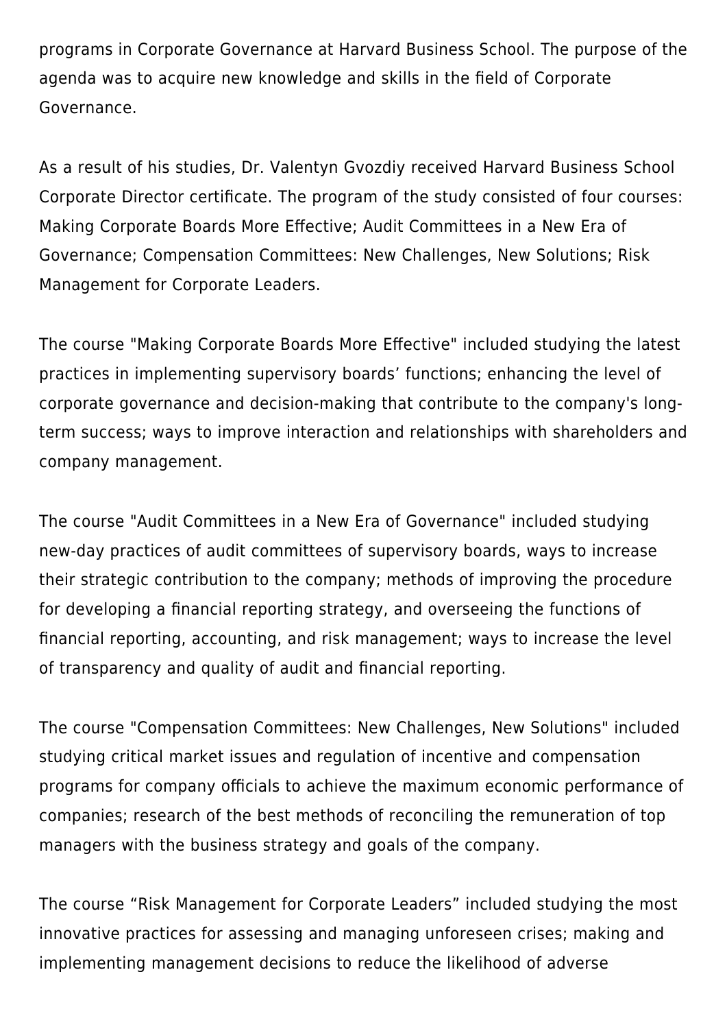programs in Corporate Governance at Harvard Business School. The purpose of the agenda was to acquire new knowledge and skills in the field of Corporate Governance.

As a result of his studies, Dr. Valentyn Gvozdiy received Harvard Business School Corporate Director certificate. The program of the study consisted of four courses: Making Corporate Boards More Effective; Audit Committees in a New Era of Governance; Compensation Committees: New Challenges, New Solutions; Risk Management for Corporate Leaders.

The course "Making Corporate Boards More Effective" included studying the latest practices in implementing supervisory boards' functions; enhancing the level of corporate governance and decision-making that contribute to the company's long-term success; ways to improve interaction and relationships with shareholders and company management.

The course "Audit Committees in a New Era of Governance" included studying new-day practices of audit committees of supervisory boards, ways to increase their strategic contribution to the company; methods of improving the procedure for developing a financial reporting strategy, and overseeing the functions of financial reporting, accounting, and risk management; ways to increase the level of transparency and quality of audit and financial reporting.

The course "Compensation Committees: New Challenges, New Solutions" included studying critical market issues and regulation of incentive and compensation programs for company officials to achieve the maximum economic performance of companies; research of the best methods of reconciling the remuneration of top managers with the business strategy and goals of the company.

The course "Risk Management for Corporate Leaders" included studying the most innovative practices for assessing and managing unforeseen crises; making and implementing management decisions to reduce the likelihood of adverse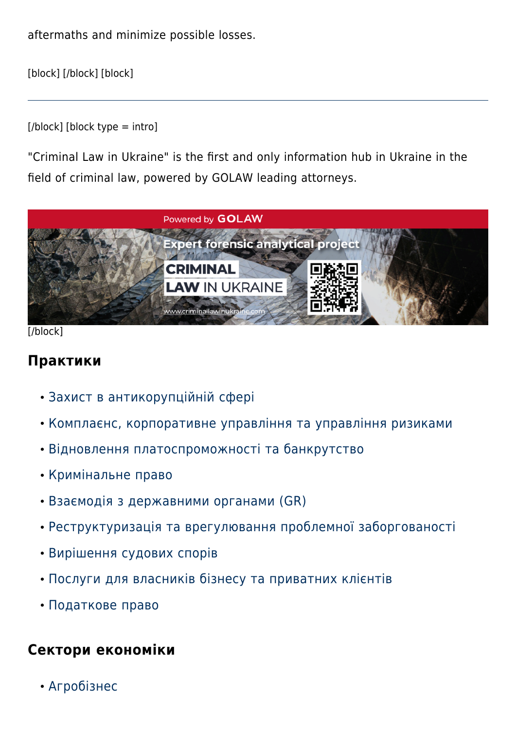aftermaths and minimize possible losses.

[block] [/block] [block]

---

[/block] [block type = intro]

"Criminal Law in Ukraine" is the first and only information hub in Ukraine in the field of criminal law, powered by GOLAW leading attorneys.

[/block]

## Практики

- Захист в антикорупційній сфері
- Комплаєнс, корпоративне управління та управління ризиками
- Відновлення платоспроможності та банкрутство
- Кримінальне право
- Взаємодія з державними органами (GR)
- Реструктуризація та врегулювання проблемної заборгованості
- Вирішення судових спорів
- Послуги для власників бізнесу та приватних клієнтів
- Податкове право

## Сектори економіки

- Агробізнес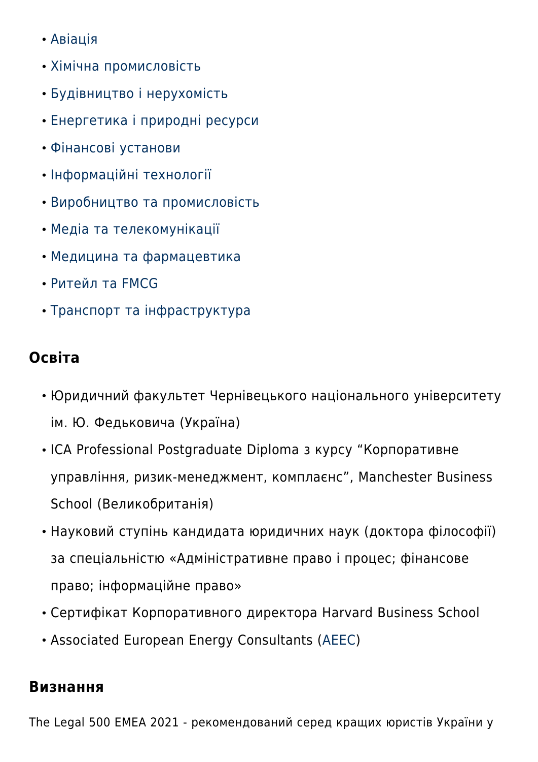- Авіація
- Хімічна промисловість
- Будівництво і нерухомість
- Енергетика і природні ресурси
- Фінансові установи
- Інформаційні технології
- Виробництво та промисловість
- Медіа та телекомунікації
- Медицина та фармацевтика
- Ритейл та FMCG
- Транспорт та інфраструктура

## Освіта

- Юридичний факультет Чернівецького національного університету ім. Ю. Федьковича (Україна)
- ICA Professional Postgraduate Diploma з курсу "Корпоративне управління, ризик-менеджмент, комплаєнс", Manchester Business School (Великобританія)
- Науковий ступінь кандидата юридичних наук (доктора філософії) за спеціальністю «Адміністративне право і процес; фінансове право; інформаційне право»
- Сертифікат Корпоративного директора Harvard Business School
- Associated European Energy Consultants (AEEC)

## Визнання

The Legal 500 EMEA 2021 - рекомендований серед кращих юристів України у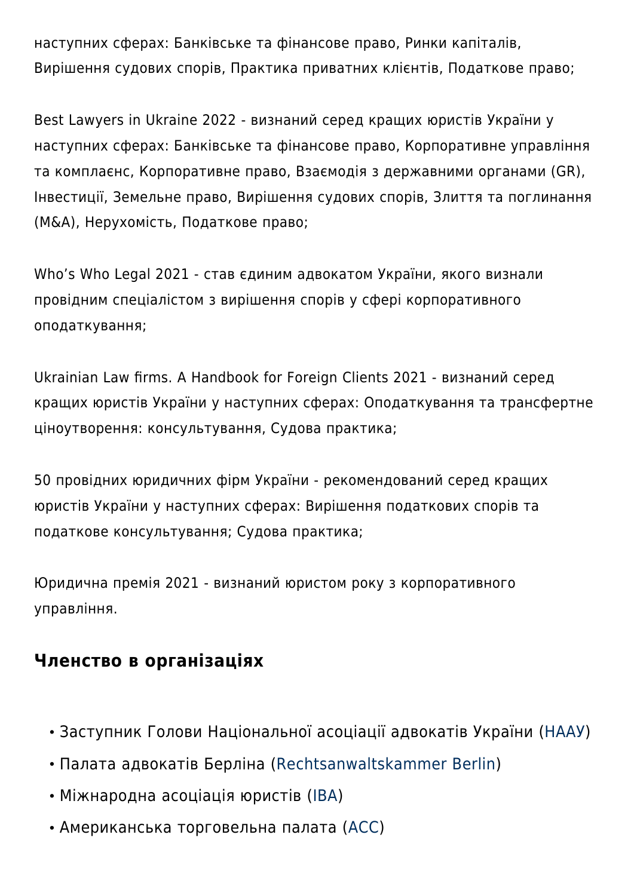наступних сферах: Банківське та фінансове право, Ринки капіталів, Вирішення судових спорів, Практика приватних клієнтів, Податкове право;

Best Lawyers in Ukraine 2022 - визнаний серед кращих юристів України у наступних сферах: Банківське та фінансове право, Корпоративне управління та комплаєнс, Корпоративне право, Взаємодія з державними органами (GR), Інвестиції, Земельне право, Вирішення судових спорів, Злиття та поглинання (M&A), Нерухомість, Податкове право;

Who's Who Legal 2021 - став єдиним адвокатом України, якого визнали провідним спеціалістом з вирішення спорів у сфері корпоративного оподаткування;

Ukrainian Law firms. A Handbook for Foreign Clients 2021 - визнаний серед кращих юристів України у наступних сферах: Оподаткування та трансфертне ціноутворення: консультування, Судова практика;

50 провідних юридичних фірм України - рекомендований серед кращих юристів України у наступних сферах: Вирішення податкових спорів та податкове консультування; Судова практика;

Юридична премія 2021 - визнаний юристом року з корпоративного управління.

## Членство в організаціях

- Заступник Голови Національної асоціації адвокатів України (НААУ)
- Палата адвокатів Берліна (Rechtsanwaltskammer Berlin)
- Міжнародна асоціація юристів (IBA)
- Американська торговельна палата (ACC)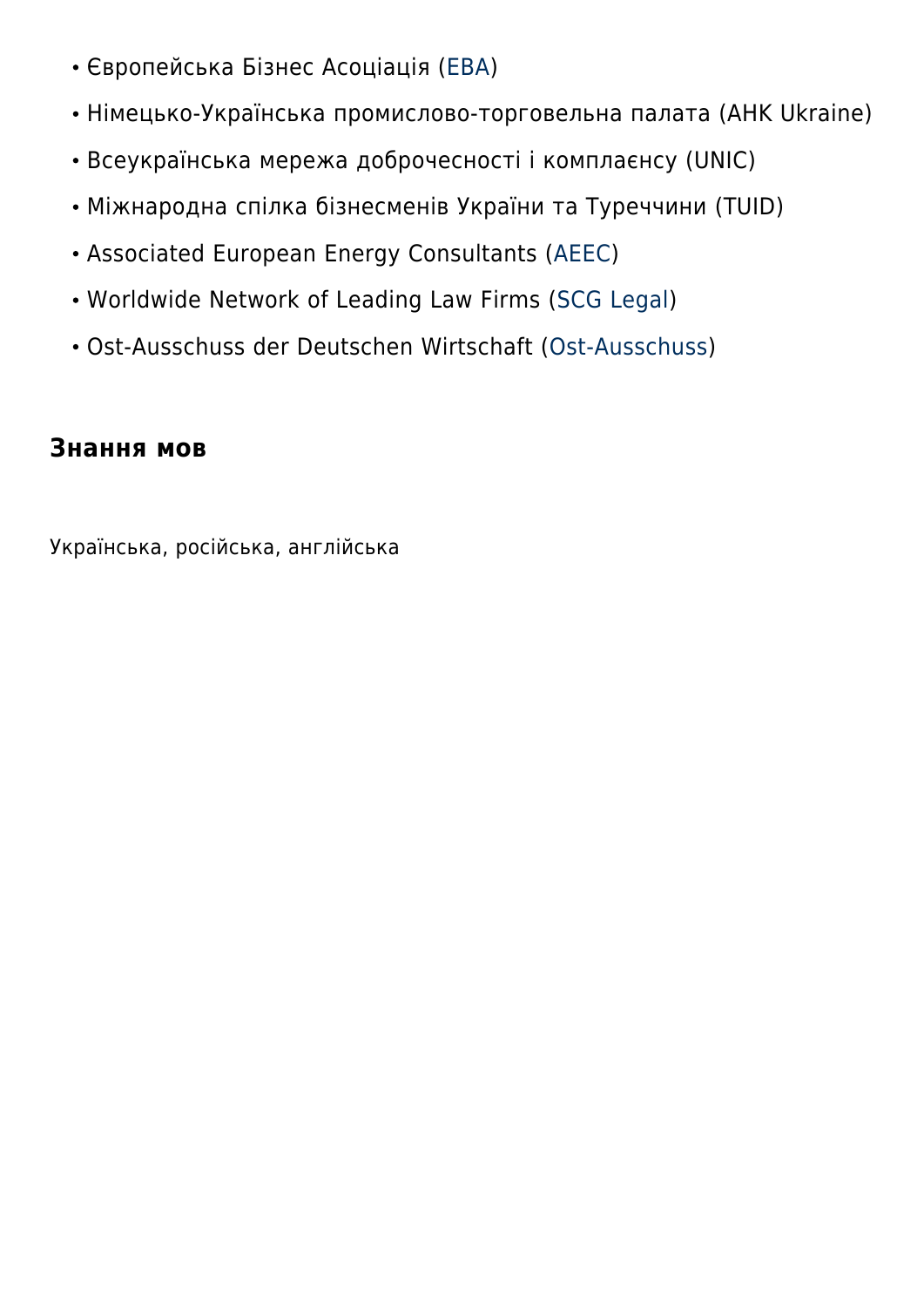- Європейська Бізнес Асоціація (EBA)
- Німецько-Українська промислово-торговельна палата (AHK Ukraine)
- Всеукраїнська мережа доброчесності і комплаєнсу (UNIC)
- Міжнародна спілка бізнесменів України та Туреччини (TUID)
- Associated European Energy Consultants (AEEC)
- Worldwide Network of Leading Law Firms (SCG Legal)
- Ost-Ausschuss der Deutschen Wirtschaft (Ost-Ausschuss)

## Знання мов

Українська, російська, англійська